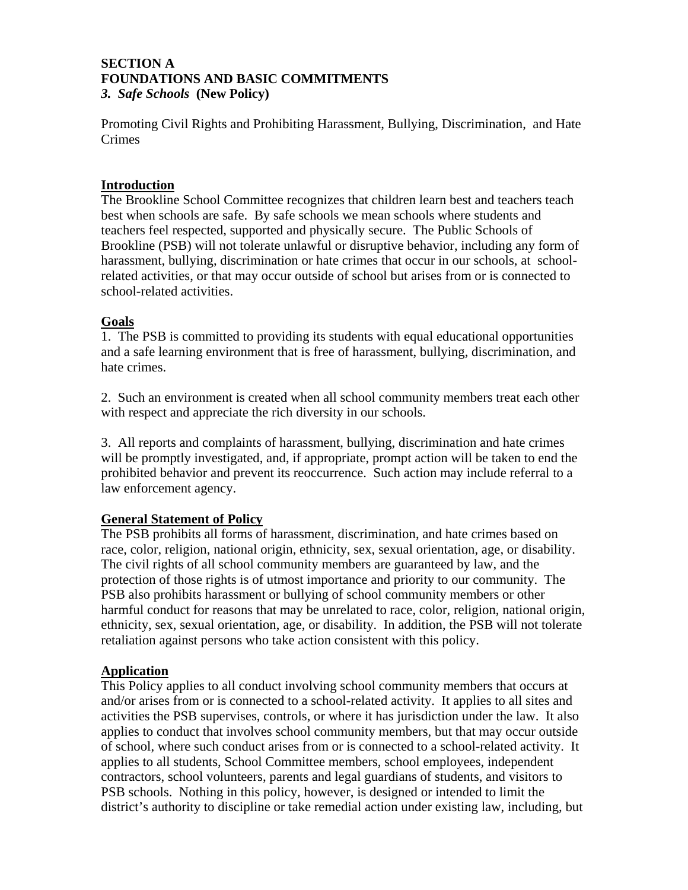**SECTION A**
**FOUNDATIONS AND BASIC COMMITMENTS**
***3. Safe Schools* (New Policy)**

Promoting Civil Rights and Prohibiting Harassment, Bullying, Discrimination, and Hate Crimes

## Introduction

The Brookline School Committee recognizes that children learn best and teachers teach best when schools are safe. By safe schools we mean schools where students and teachers feel respected, supported and physically secure. The Public Schools of Brookline (PSB) will not tolerate unlawful or disruptive behavior, including any form of harassment, bullying, discrimination or hate crimes that occur in our schools, at school-related activities, or that may occur outside of school but arises from or is connected to school-related activities.

## Goals

1. The PSB is committed to providing its students with equal educational opportunities and a safe learning environment that is free of harassment, bullying, discrimination, and hate crimes.

2. Such an environment is created when all school community members treat each other with respect and appreciate the rich diversity in our schools.

3. All reports and complaints of harassment, bullying, discrimination and hate crimes will be promptly investigated, and, if appropriate, prompt action will be taken to end the prohibited behavior and prevent its reoccurrence. Such action may include referral to a law enforcement agency.

## General Statement of Policy

The PSB prohibits all forms of harassment, discrimination, and hate crimes based on race, color, religion, national origin, ethnicity, sex, sexual orientation, age, or disability. The civil rights of all school community members are guaranteed by law, and the protection of those rights is of utmost importance and priority to our community. The PSB also prohibits harassment or bullying of school community members or other harmful conduct for reasons that may be unrelated to race, color, religion, national origin, ethnicity, sex, sexual orientation, age, or disability. In addition, the PSB will not tolerate retaliation against persons who take action consistent with this policy.

## Application

This Policy applies to all conduct involving school community members that occurs at and/or arises from or is connected to a school-related activity. It applies to all sites and activities the PSB supervises, controls, or where it has jurisdiction under the law. It also applies to conduct that involves school community members, but that may occur outside of school, where such conduct arises from or is connected to a school-related activity. It applies to all students, School Committee members, school employees, independent contractors, school volunteers, parents and legal guardians of students, and visitors to PSB schools. Nothing in this policy, however, is designed or intended to limit the district's authority to discipline or take remedial action under existing law, including, but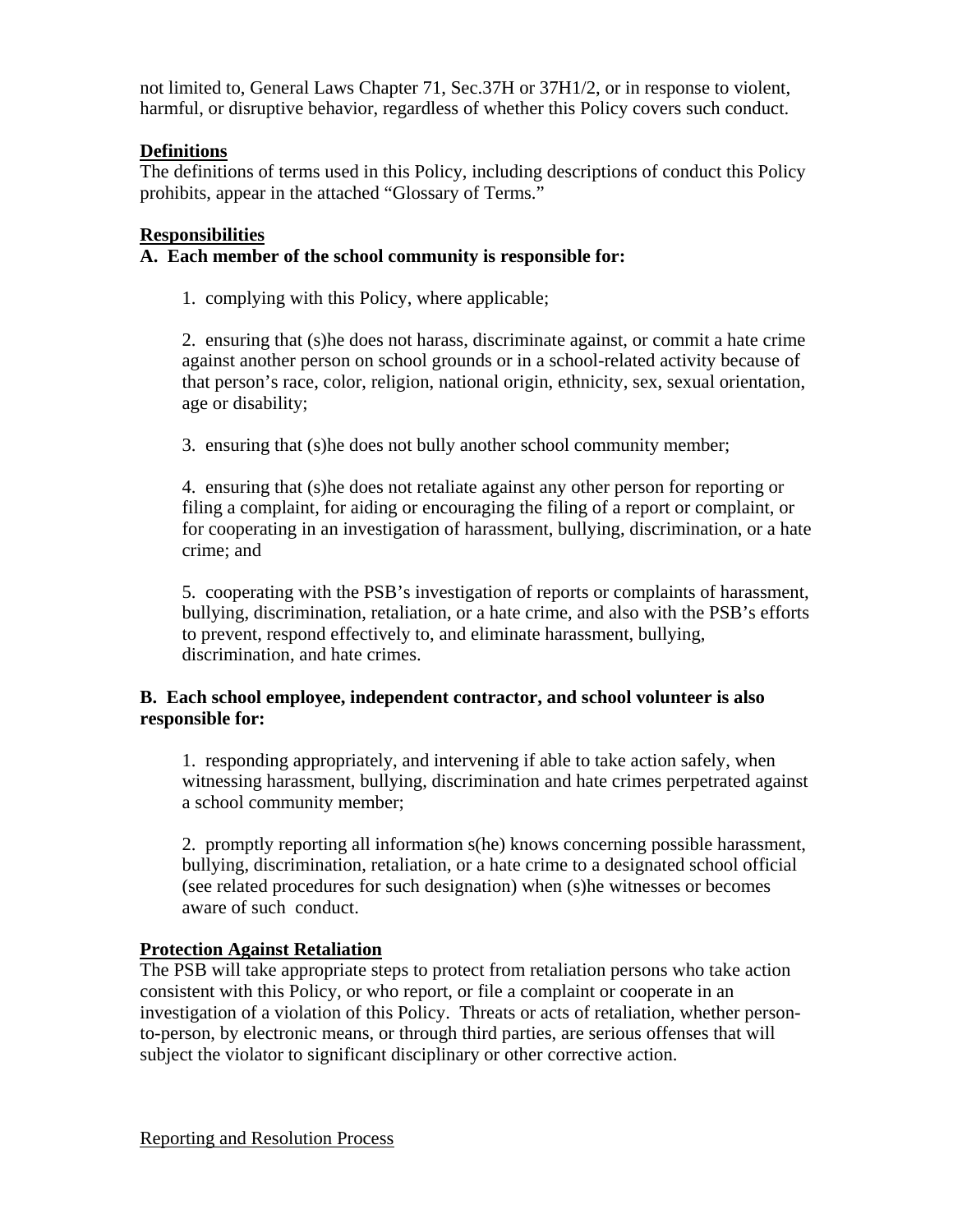not limited to, General Laws Chapter 71, Sec.37H or 37H1/2, or in response to violent, harmful, or disruptive behavior, regardless of whether this Policy covers such conduct.

## Definitions

The definitions of terms used in this Policy, including descriptions of conduct this Policy prohibits, appear in the attached "Glossary of Terms."

## Responsibilities

**A. Each member of the school community is responsible for:**

1. complying with this Policy, where applicable;

2. ensuring that (s)he does not harass, discriminate against, or commit a hate crime against another person on school grounds or in a school-related activity because of that person's race, color, religion, national origin, ethnicity, sex, sexual orientation, age or disability;

3. ensuring that (s)he does not bully another school community member;

4. ensuring that (s)he does not retaliate against any other person for reporting or filing a complaint, for aiding or encouraging the filing of a report or complaint, or for cooperating in an investigation of harassment, bullying, discrimination, or a hate crime; and

5. cooperating with the PSB's investigation of reports or complaints of harassment, bullying, discrimination, retaliation, or a hate crime, and also with the PSB's efforts to prevent, respond effectively to, and eliminate harassment, bullying, discrimination, and hate crimes.

**B. Each school employee, independent contractor, and school volunteer is also responsible for:**

1. responding appropriately, and intervening if able to take action safely, when witnessing harassment, bullying, discrimination and hate crimes perpetrated against a school community member;

2. promptly reporting all information s(he) knows concerning possible harassment, bullying, discrimination, retaliation, or a hate crime to a designated school official (see related procedures for such designation) when (s)he witnesses or becomes aware of such conduct.

## Protection Against Retaliation

The PSB will take appropriate steps to protect from retaliation persons who take action consistent with this Policy, or who report, or file a complaint or cooperate in an investigation of a violation of this Policy. Threats or acts of retaliation, whether person-to-person, by electronic means, or through third parties, are serious offenses that will subject the violator to significant disciplinary or other corrective action.

## Reporting and Resolution Process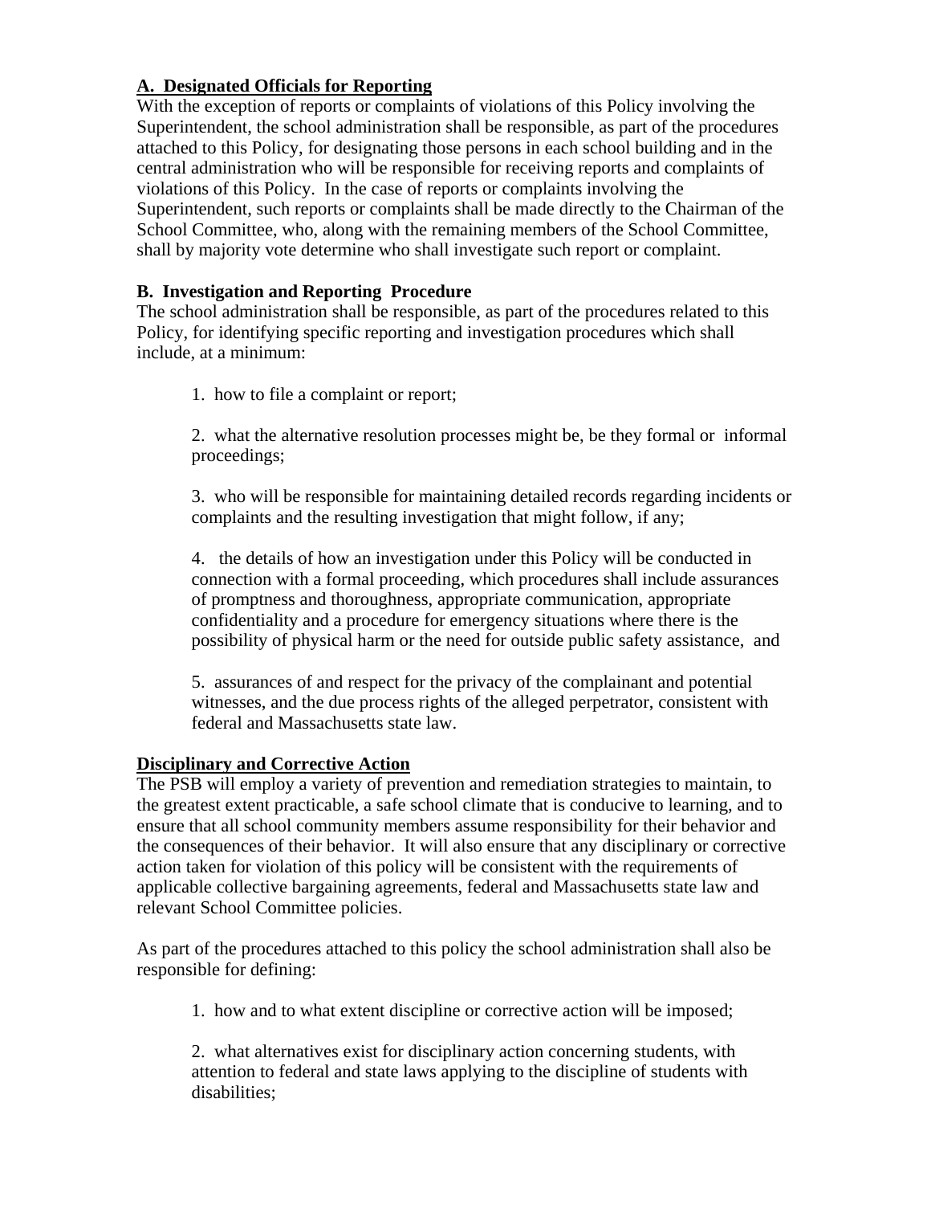**A. Designated Officials for Reporting**

With the exception of reports or complaints of violations of this Policy involving the Superintendent, the school administration shall be responsible, as part of the procedures attached to this Policy, for designating those persons in each school building and in the central administration who will be responsible for receiving reports and complaints of violations of this Policy. In the case of reports or complaints involving the Superintendent, such reports or complaints shall be made directly to the Chairman of the School Committee, who, along with the remaining members of the School Committee, shall by majority vote determine who shall investigate such report or complaint.

**B. Investigation and Reporting Procedure**

The school administration shall be responsible, as part of the procedures related to this Policy, for identifying specific reporting and investigation procedures which shall include, at a minimum:

1. how to file a complaint or report;

2. what the alternative resolution processes might be, be they formal or informal proceedings;

3. who will be responsible for maintaining detailed records regarding incidents or complaints and the resulting investigation that might follow, if any;

4. the details of how an investigation under this Policy will be conducted in connection with a formal proceeding, which procedures shall include assurances of promptness and thoroughness, appropriate communication, appropriate confidentiality and a procedure for emergency situations where there is the possibility of physical harm or the need for outside public safety assistance, and

5. assurances of and respect for the privacy of the complainant and potential witnesses, and the due process rights of the alleged perpetrator, consistent with federal and Massachusetts state law.

**Disciplinary and Corrective Action**

The PSB will employ a variety of prevention and remediation strategies to maintain, to the greatest extent practicable, a safe school climate that is conducive to learning, and to ensure that all school community members assume responsibility for their behavior and the consequences of their behavior. It will also ensure that any disciplinary or corrective action taken for violation of this policy will be consistent with the requirements of applicable collective bargaining agreements, federal and Massachusetts state law and relevant School Committee policies.

As part of the procedures attached to this policy the school administration shall also be responsible for defining:

1. how and to what extent discipline or corrective action will be imposed;

2. what alternatives exist for disciplinary action concerning students, with attention to federal and state laws applying to the discipline of students with disabilities;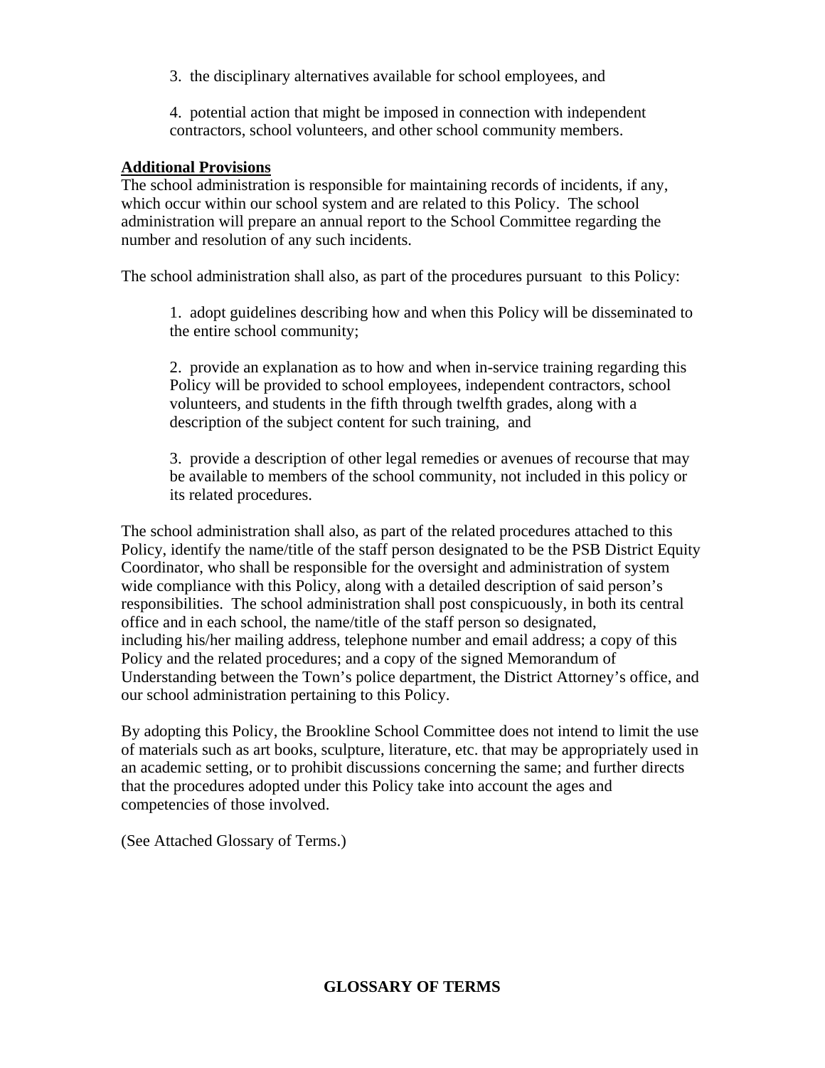3. the disciplinary alternatives available for school employees, and

4. potential action that might be imposed in connection with independent contractors, school volunteers, and other school community members.

**Additional Provisions**

The school administration is responsible for maintaining records of incidents, if any, which occur within our school system and are related to this Policy. The school administration will prepare an annual report to the School Committee regarding the number and resolution of any such incidents.

The school administration shall also, as part of the procedures pursuant to this Policy:

1. adopt guidelines describing how and when this Policy will be disseminated to the entire school community;

2. provide an explanation as to how and when in-service training regarding this Policy will be provided to school employees, independent contractors, school volunteers, and students in the fifth through twelfth grades, along with a description of the subject content for such training, and

3. provide a description of other legal remedies or avenues of recourse that may be available to members of the school community, not included in this policy or its related procedures.

The school administration shall also, as part of the related procedures attached to this Policy, identify the name/title of the staff person designated to be the PSB District Equity Coordinator, who shall be responsible for the oversight and administration of system wide compliance with this Policy, along with a detailed description of said person's responsibilities. The school administration shall post conspicuously, in both its central office and in each school, the name/title of the staff person so designated, including his/her mailing address, telephone number and email address; a copy of this Policy and the related procedures; and a copy of the signed Memorandum of Understanding between the Town's police department, the District Attorney's office, and our school administration pertaining to this Policy.

By adopting this Policy, the Brookline School Committee does not intend to limit the use of materials such as art books, sculpture, literature, etc. that may be appropriately used in an academic setting, or to prohibit discussions concerning the same; and further directs that the procedures adopted under this Policy take into account the ages and competencies of those involved.

(See Attached Glossary of Terms.)

## GLOSSARY OF TERMS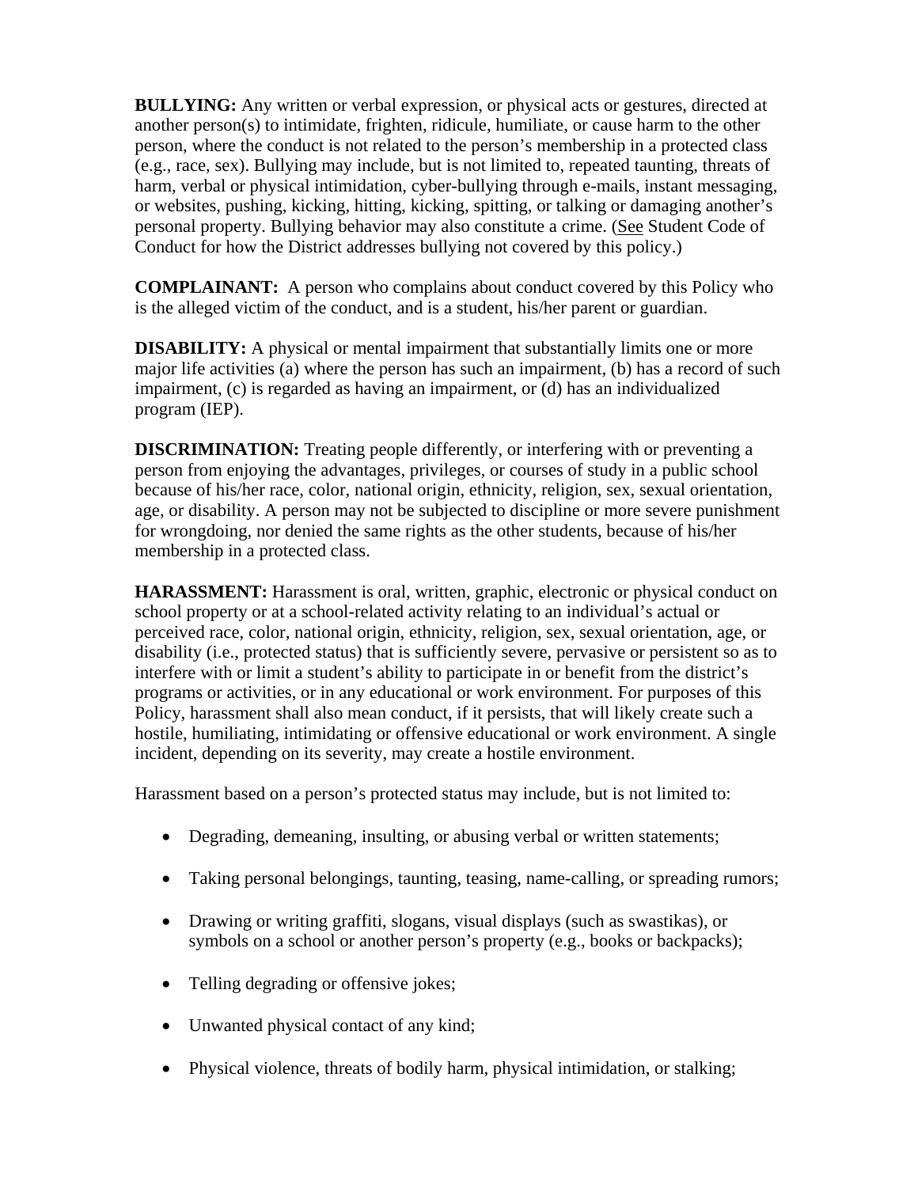**BULLYING:** Any written or verbal expression, or physical acts or gestures, directed at another person(s) to intimidate, frighten, ridicule, humiliate, or cause harm to the other person, where the conduct is not related to the person's membership in a protected class (e.g., race, sex). Bullying may include, but is not limited to, repeated taunting, threats of harm, verbal or physical intimidation, cyber-bullying through e-mails, instant messaging, or websites, pushing, kicking, hitting, kicking, spitting, or talking or damaging another's personal property. Bullying behavior may also constitute a crime. (See Student Code of Conduct for how the District addresses bullying not covered by this policy.)

**COMPLAINANT:** A person who complains about conduct covered by this Policy who is the alleged victim of the conduct, and is a student, his/her parent or guardian.

**DISABILITY:** A physical or mental impairment that substantially limits one or more major life activities (a) where the person has such an impairment, (b) has a record of such impairment, (c) is regarded as having an impairment, or (d) has an individualized program (IEP).

**DISCRIMINATION:** Treating people differently, or interfering with or preventing a person from enjoying the advantages, privileges, or courses of study in a public school because of his/her race, color, national origin, ethnicity, religion, sex, sexual orientation, age, or disability. A person may not be subjected to discipline or more severe punishment for wrongdoing, nor denied the same rights as the other students, because of his/her membership in a protected class.

**HARASSMENT:** Harassment is oral, written, graphic, electronic or physical conduct on school property or at a school-related activity relating to an individual's actual or perceived race, color, national origin, ethnicity, religion, sex, sexual orientation, age, or disability (i.e., protected status) that is sufficiently severe, pervasive or persistent so as to interfere with or limit a student's ability to participate in or benefit from the district's programs or activities, or in any educational or work environment. For purposes of this Policy, harassment shall also mean conduct, if it persists, that will likely create such a hostile, humiliating, intimidating or offensive educational or work environment. A single incident, depending on its severity, may create a hostile environment.

Harassment based on a person's protected status may include, but is not limited to:

- Degrading, demeaning, insulting, or abusing verbal or written statements;
- Taking personal belongings, taunting, teasing, name-calling, or spreading rumors;
- Drawing or writing graffiti, slogans, visual displays (such as swastikas), or symbols on a school or another person's property (e.g., books or backpacks);
- Telling degrading or offensive jokes;
- Unwanted physical contact of any kind;
- Physical violence, threats of bodily harm, physical intimidation, or stalking;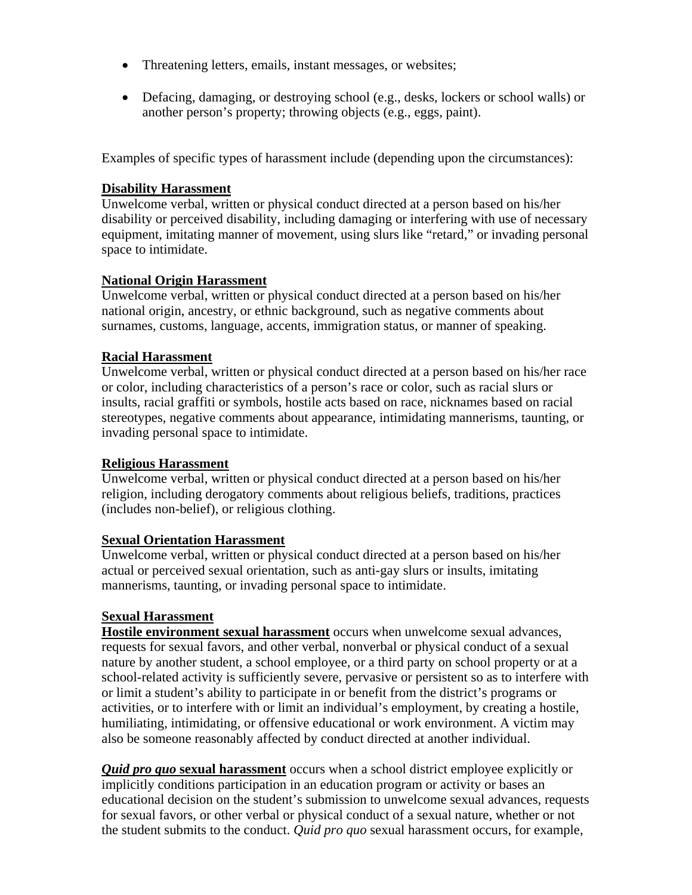- Threatening letters, emails, instant messages, or websites;
- Defacing, damaging, or destroying school (e.g., desks, lockers or school walls) or another person's property; throwing objects (e.g., eggs, paint).

Examples of specific types of harassment include (depending upon the circumstances):

**Disability Harassment**
Unwelcome verbal, written or physical conduct directed at a person based on his/her disability or perceived disability, including damaging or interfering with use of necessary equipment, imitating manner of movement, using slurs like "retard," or invading personal space to intimidate.

**National Origin Harassment**
Unwelcome verbal, written or physical conduct directed at a person based on his/her national origin, ancestry, or ethnic background, such as negative comments about surnames, customs, language, accents, immigration status, or manner of speaking.

**Racial Harassment**
Unwelcome verbal, written or physical conduct directed at a person based on his/her race or color, including characteristics of a person's race or color, such as racial slurs or insults, racial graffiti or symbols, hostile acts based on race, nicknames based on racial stereotypes, negative comments about appearance, intimidating mannerisms, taunting, or invading personal space to intimidate.

**Religious Harassment**
Unwelcome verbal, written or physical conduct directed at a person based on his/her religion, including derogatory comments about religious beliefs, traditions, practices (includes non-belief), or religious clothing.

**Sexual Orientation Harassment**
Unwelcome verbal, written or physical conduct directed at a person based on his/her actual or perceived sexual orientation, such as anti-gay slurs or insults, imitating mannerisms, taunting, or invading personal space to intimidate.

**Sexual Harassment**
**Hostile environment sexual harassment** occurs when unwelcome sexual advances, requests for sexual favors, and other verbal, nonverbal or physical conduct of a sexual nature by another student, a school employee, or a third party on school property or at a school-related activity is sufficiently severe, pervasive or persistent so as to interfere with or limit a student's ability to participate in or benefit from the district's programs or activities, or to interfere with or limit an individual's employment, by creating a hostile, humiliating, intimidating, or offensive educational or work environment. A victim may also be someone reasonably affected by conduct directed at another individual.

***Quid pro quo* sexual harassment** occurs when a school district employee explicitly or implicitly conditions participation in an education program or activity or bases an educational decision on the student's submission to unwelcome sexual advances, requests for sexual favors, or other verbal or physical conduct of a sexual nature, whether or not the student submits to the conduct. *Quid pro quo* sexual harassment occurs, for example,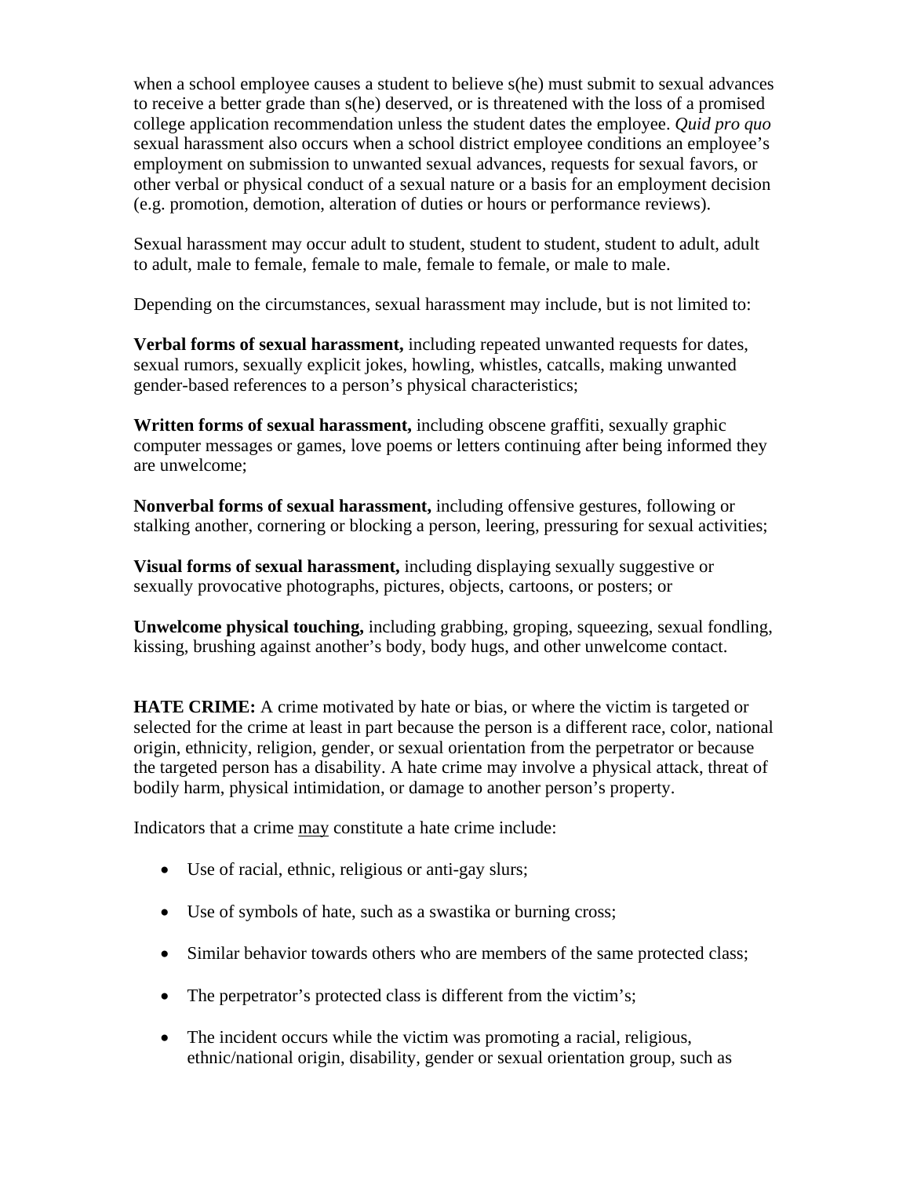when a school employee causes a student to believe s(he) must submit to sexual advances to receive a better grade than s(he) deserved, or is threatened with the loss of a promised college application recommendation unless the student dates the employee. *Quid pro quo* sexual harassment also occurs when a school district employee conditions an employee's employment on submission to unwanted sexual advances, requests for sexual favors, or other verbal or physical conduct of a sexual nature or a basis for an employment decision (e.g. promotion, demotion, alteration of duties or hours or performance reviews).

Sexual harassment may occur adult to student, student to student, student to adult, adult to adult, male to female, female to male, female to female, or male to male.

Depending on the circumstances, sexual harassment may include, but is not limited to:

**Verbal forms of sexual harassment,** including repeated unwanted requests for dates, sexual rumors, sexually explicit jokes, howling, whistles, catcalls, making unwanted gender-based references to a person's physical characteristics;

**Written forms of sexual harassment,** including obscene graffiti, sexually graphic computer messages or games, love poems or letters continuing after being informed they are unwelcome;

**Nonverbal forms of sexual harassment,** including offensive gestures, following or stalking another, cornering or blocking a person, leering, pressuring for sexual activities;

**Visual forms of sexual harassment,** including displaying sexually suggestive or sexually provocative photographs, pictures, objects, cartoons, or posters; or

**Unwelcome physical touching,** including grabbing, groping, squeezing, sexual fondling, kissing, brushing against another's body, body hugs, and other unwelcome contact.

**HATE CRIME:** A crime motivated by hate or bias, or where the victim is targeted or selected for the crime at least in part because the person is a different race, color, national origin, ethnicity, religion, gender, or sexual orientation from the perpetrator or because the targeted person has a disability. A hate crime may involve a physical attack, threat of bodily harm, physical intimidation, or damage to another person's property.

Indicators that a crime <u>may</u> constitute a hate crime include:

- Use of racial, ethnic, religious or anti-gay slurs;
- Use of symbols of hate, such as a swastika or burning cross;
- Similar behavior towards others who are members of the same protected class;
- The perpetrator's protected class is different from the victim's;
- The incident occurs while the victim was promoting a racial, religious, ethnic/national origin, disability, gender or sexual orientation group, such as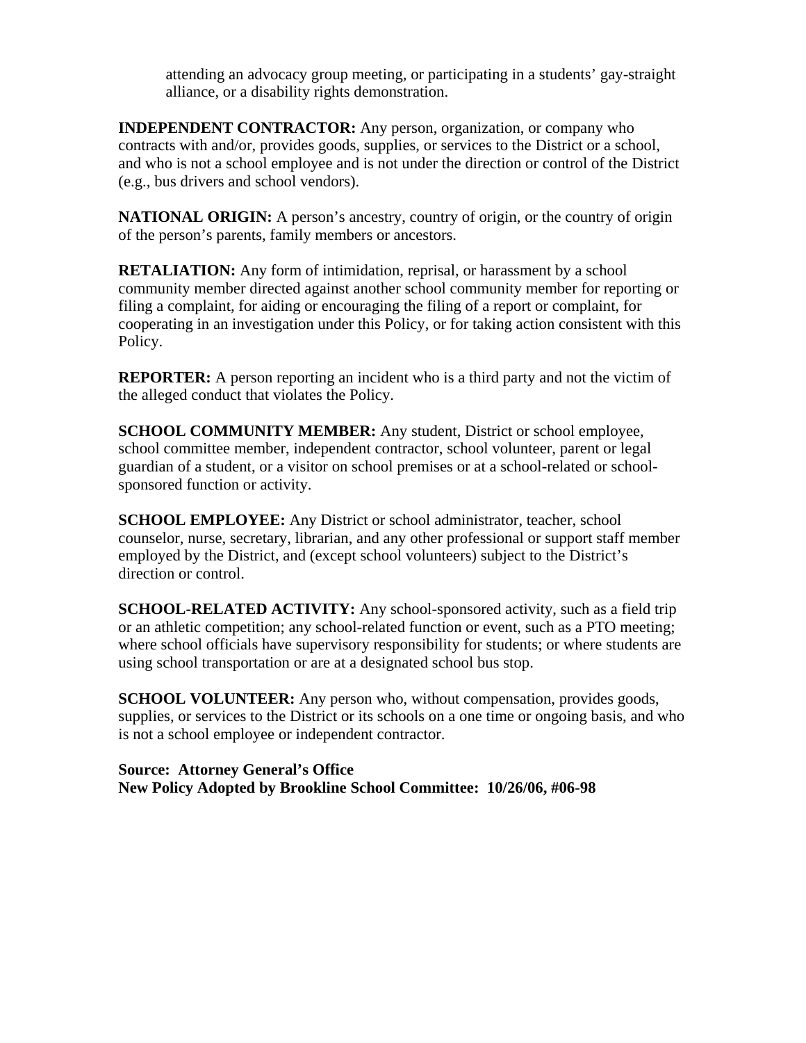attending an advocacy group meeting, or participating in a students' gay-straight alliance, or a disability rights demonstration.

**INDEPENDENT CONTRACTOR:** Any person, organization, or company who contracts with and/or, provides goods, supplies, or services to the District or a school, and who is not a school employee and is not under the direction or control of the District (e.g., bus drivers and school vendors).

**NATIONAL ORIGIN:** A person's ancestry, country of origin, or the country of origin of the person's parents, family members or ancestors.

**RETALIATION:** Any form of intimidation, reprisal, or harassment by a school community member directed against another school community member for reporting or filing a complaint, for aiding or encouraging the filing of a report or complaint, for cooperating in an investigation under this Policy, or for taking action consistent with this Policy.

**REPORTER:** A person reporting an incident who is a third party and not the victim of the alleged conduct that violates the Policy.

**SCHOOL COMMUNITY MEMBER:** Any student, District or school employee, school committee member, independent contractor, school volunteer, parent or legal guardian of a student, or a visitor on school premises or at a school-related or school-sponsored function or activity.

**SCHOOL EMPLOYEE:** Any District or school administrator, teacher, school counselor, nurse, secretary, librarian, and any other professional or support staff member employed by the District, and (except school volunteers) subject to the District's direction or control.

**SCHOOL-RELATED ACTIVITY:** Any school-sponsored activity, such as a field trip or an athletic competition; any school-related function or event, such as a PTO meeting; where school officials have supervisory responsibility for students; or where students are using school transportation or are at a designated school bus stop.

**SCHOOL VOLUNTEER:** Any person who, without compensation, provides goods, supplies, or services to the District or its schools on a one time or ongoing basis, and who is not a school employee or independent contractor.

**Source: Attorney General's Office**
**New Policy Adopted by Brookline School Committee: 10/26/06, #06-98**